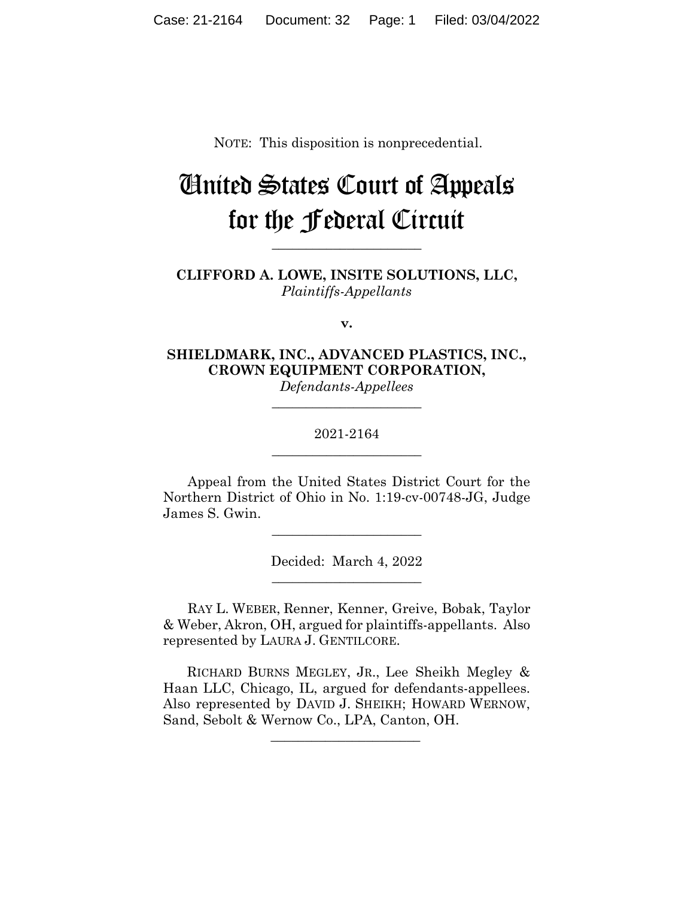NOTE: This disposition is nonprecedential.

# United States Court of Appeals for the Federal Circuit

______________________

**CLIFFORD A. LOWE, INSITE SOLUTIONS, LLC,**
*Plaintiffs-Appellants*

**v.**

**SHIELDMARK, INC., ADVANCED PLASTICS, INC., CROWN EQUIPMENT CORPORATION,**
*Defendants-Appellees*

______________________

2021-2164

______________________

Appeal from the United States District Court for the Northern District of Ohio in No. 1:19-cv-00748-JG, Judge James S. Gwin.

______________________

Decided: March 4, 2022

______________________

RAY L. WEBER, Renner, Kenner, Greive, Bobak, Taylor & Weber, Akron, OH, argued for plaintiffs-appellants. Also represented by LAURA J. GENTILCORE.

RICHARD BURNS MEGLEY, JR., Lee Sheikh Megley & Haan LLC, Chicago, IL, argued for defendants-appellees. Also represented by DAVID J. SHEIKH; HOWARD WERNOW, Sand, Sebolt & Wernow Co., LPA, Canton, OH.

______________________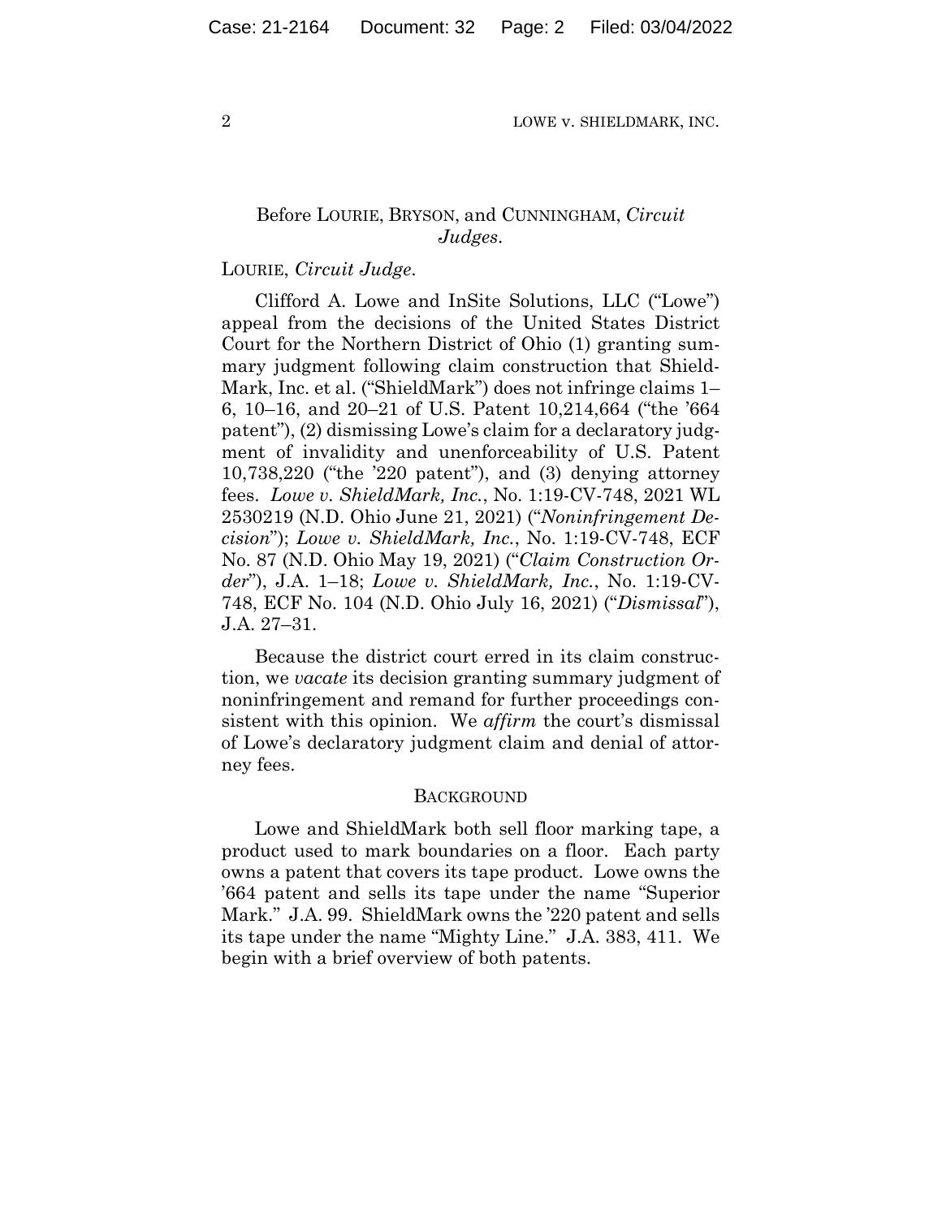Before LOURIE, BRYSON, and CUNNINGHAM, *Circuit Judges*.

LOURIE, *Circuit Judge*.

Clifford A. Lowe and InSite Solutions, LLC ("Lowe") appeal from the decisions of the United States District Court for the Northern District of Ohio (1) granting summary judgment following claim construction that ShieldMark, Inc. et al. ("ShieldMark") does not infringe claims 1–6, 10–16, and 20–21 of U.S. Patent 10,214,664 ("the '664 patent"), (2) dismissing Lowe's claim for a declaratory judgment of invalidity and unenforceability of U.S. Patent 10,738,220 ("the '220 patent"), and (3) denying attorney fees. *Lowe v. ShieldMark, Inc.*, No. 1:19-CV-748, 2021 WL 2530219 (N.D. Ohio June 21, 2021) ("*Noninfringement Decision*"); *Lowe v. ShieldMark, Inc.*, No. 1:19-CV-748, ECF No. 87 (N.D. Ohio May 19, 2021) ("*Claim Construction Order*"), J.A. 1–18; *Lowe v. ShieldMark, Inc.*, No. 1:19-CV-748, ECF No. 104 (N.D. Ohio July 16, 2021) ("*Dismissal*"), J.A. 27–31.

Because the district court erred in its claim construction, we *vacate* its decision granting summary judgment of noninfringement and remand for further proceedings consistent with this opinion. We *affirm* the court's dismissal of Lowe's declaratory judgment claim and denial of attorney fees.

## BACKGROUND

Lowe and ShieldMark both sell floor marking tape, a product used to mark boundaries on a floor. Each party owns a patent that covers its tape product. Lowe owns the '664 patent and sells its tape under the name "Superior Mark." J.A. 99. ShieldMark owns the '220 patent and sells its tape under the name "Mighty Line." J.A. 383, 411. We begin with a brief overview of both patents.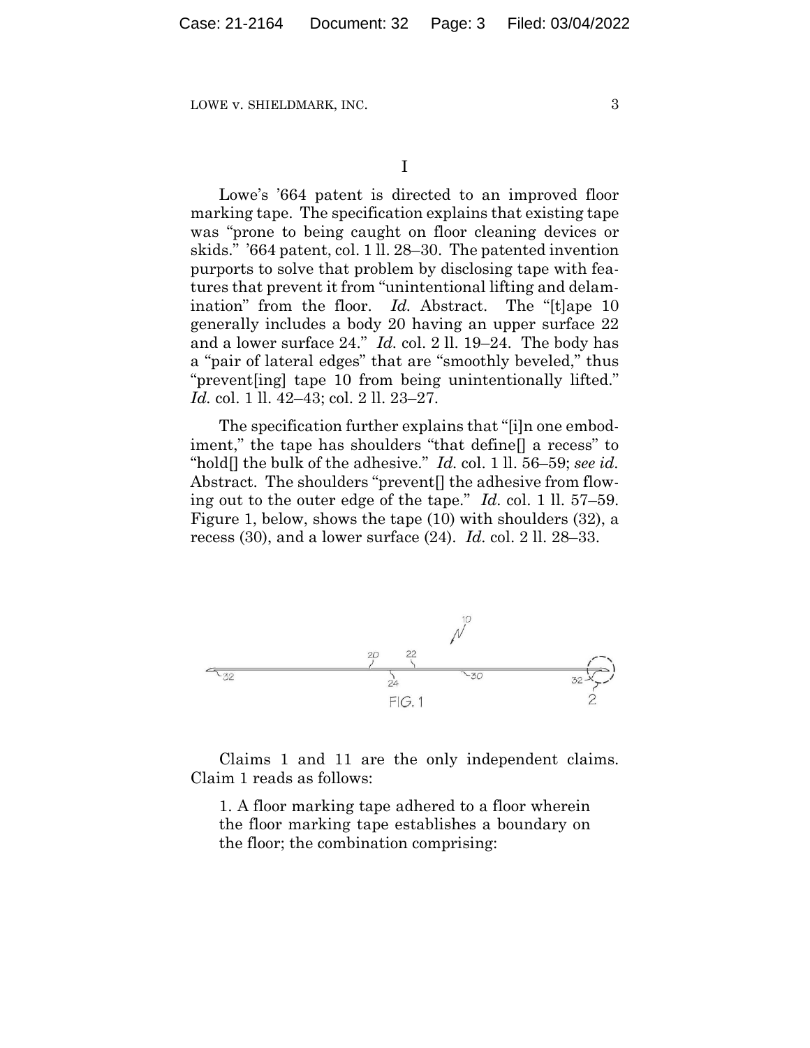I

Lowe's '664 patent is directed to an improved floor marking tape. The specification explains that existing tape was "prone to being caught on floor cleaning devices or skids." '664 patent, col. 1 ll. 28–30. The patented invention purports to solve that problem by disclosing tape with features that prevent it from "unintentional lifting and delamination" from the floor. *Id.* Abstract. The "[t]ape 10 generally includes a body 20 having an upper surface 22 and a lower surface 24." *Id.* col. 2 ll. 19–24. The body has a "pair of lateral edges" that are "smoothly beveled," thus "prevent[ing] tape 10 from being unintentionally lifted." *Id.* col. 1 ll. 42–43; col. 2 ll. 23–27.

The specification further explains that "[i]n one embodiment," the tape has shoulders "that define[] a recess" to "hold[] the bulk of the adhesive." *Id.* col. 1 ll. 56–59; *see id.* Abstract. The shoulders "prevent[] the adhesive from flowing out to the outer edge of the tape." *Id.* col. 1 ll. 57–59. Figure 1, below, shows the tape (10) with shoulders (32), a recess (30), and a lower surface (24). *Id.* col. 2 ll. 28–33.

10
20
22
32
24
30
32
2
FIG. 1

Claims 1 and 11 are the only independent claims. Claim 1 reads as follows:

> 1. A floor marking tape adhered to a floor wherein the floor marking tape establishes a boundary on the floor; the combination comprising: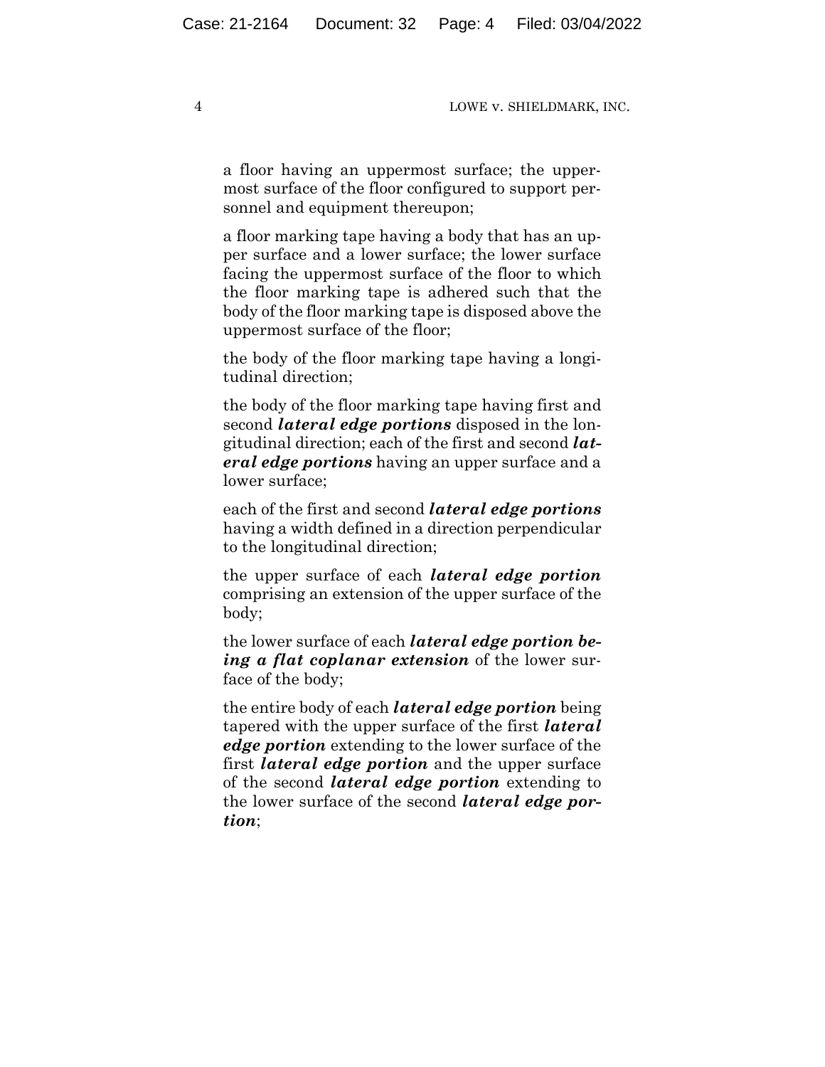a floor having an uppermost surface; the uppermost surface of the floor configured to support personnel and equipment thereupon;

a floor marking tape having a body that has an upper surface and a lower surface; the lower surface facing the uppermost surface of the floor to which the floor marking tape is adhered such that the body of the floor marking tape is disposed above the uppermost surface of the floor;

the body of the floor marking tape having a longitudinal direction;

the body of the floor marking tape having first and second ***lateral edge portions*** disposed in the longitudinal direction; each of the first and second ***lateral edge portions*** having an upper surface and a lower surface;

each of the first and second ***lateral edge portions*** having a width defined in a direction perpendicular to the longitudinal direction;

the upper surface of each ***lateral edge portion*** comprising an extension of the upper surface of the body;

the lower surface of each ***lateral edge portion being a flat coplanar extension*** of the lower surface of the body;

the entire body of each ***lateral edge portion*** being tapered with the upper surface of the first ***lateral edge portion*** extending to the lower surface of the first ***lateral edge portion*** and the upper surface of the second ***lateral edge portion*** extending to the lower surface of the second ***lateral edge portion***;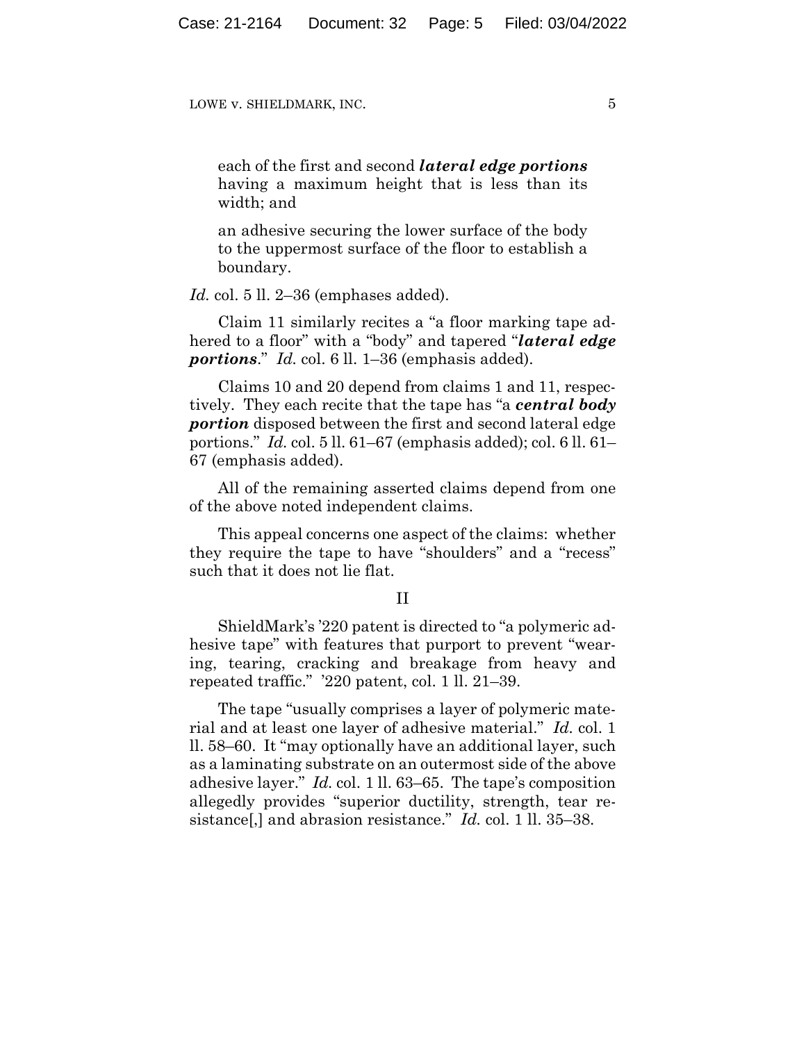> each of the first and second ***lateral edge portions*** having a maximum height that is less than its width; and
>
> an adhesive securing the lower surface of the body to the uppermost surface of the floor to establish a boundary.

*Id.* col. 5 ll. 2–36 (emphases added).

Claim 11 similarly recites a "a floor marking tape adhered to a floor" with a "body" and tapered "***lateral edge portions***." *Id.* col. 6 ll. 1–36 (emphasis added).

Claims 10 and 20 depend from claims 1 and 11, respectively. They each recite that the tape has "a ***central body portion*** disposed between the first and second lateral edge portions." *Id.* col. 5 ll. 61–67 (emphasis added); col. 6 ll. 61–67 (emphasis added).

All of the remaining asserted claims depend from one of the above noted independent claims.

This appeal concerns one aspect of the claims: whether they require the tape to have "shoulders" and a "recess" such that it does not lie flat.

## II

ShieldMark's '220 patent is directed to "a polymeric adhesive tape" with features that purport to prevent "wearing, tearing, cracking and breakage from heavy and repeated traffic." '220 patent, col. 1 ll. 21–39.

The tape "usually comprises a layer of polymeric material and at least one layer of adhesive material." *Id.* col. 1 ll. 58–60. It "may optionally have an additional layer, such as a laminating substrate on an outermost side of the above adhesive layer." *Id.* col. 1 ll. 63–65. The tape's composition allegedly provides "superior ductility, strength, tear resistance[,] and abrasion resistance." *Id.* col. 1 ll. 35–38.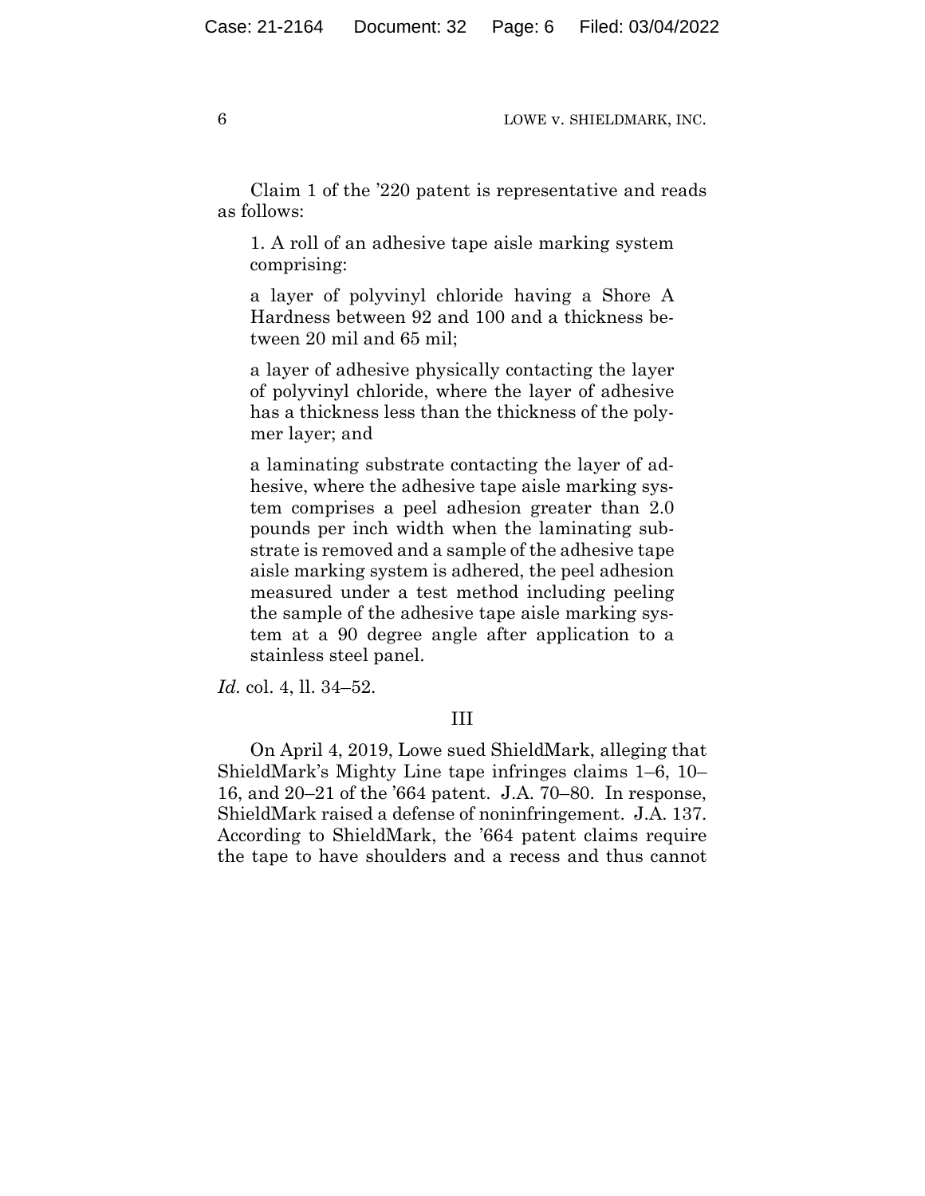Claim 1 of the '220 patent is representative and reads as follows:

> 1. A roll of an adhesive tape aisle marking system comprising:
>
> a layer of polyvinyl chloride having a Shore A Hardness between 92 and 100 and a thickness between 20 mil and 65 mil;
>
> a layer of adhesive physically contacting the layer of polyvinyl chloride, where the layer of adhesive has a thickness less than the thickness of the polymer layer; and
>
> a laminating substrate contacting the layer of adhesive, where the adhesive tape aisle marking system comprises a peel adhesion greater than 2.0 pounds per inch width when the laminating substrate is removed and a sample of the adhesive tape aisle marking system is adhered, the peel adhesion measured under a test method including peeling the sample of the adhesive tape aisle marking system at a 90 degree angle after application to a stainless steel panel.

*Id.* col. 4, ll. 34–52.

## III

On April 4, 2019, Lowe sued ShieldMark, alleging that ShieldMark's Mighty Line tape infringes claims 1–6, 10–16, and 20–21 of the '664 patent. J.A. 70–80. In response, ShieldMark raised a defense of noninfringement. J.A. 137. According to ShieldMark, the '664 patent claims require the tape to have shoulders and a recess and thus cannot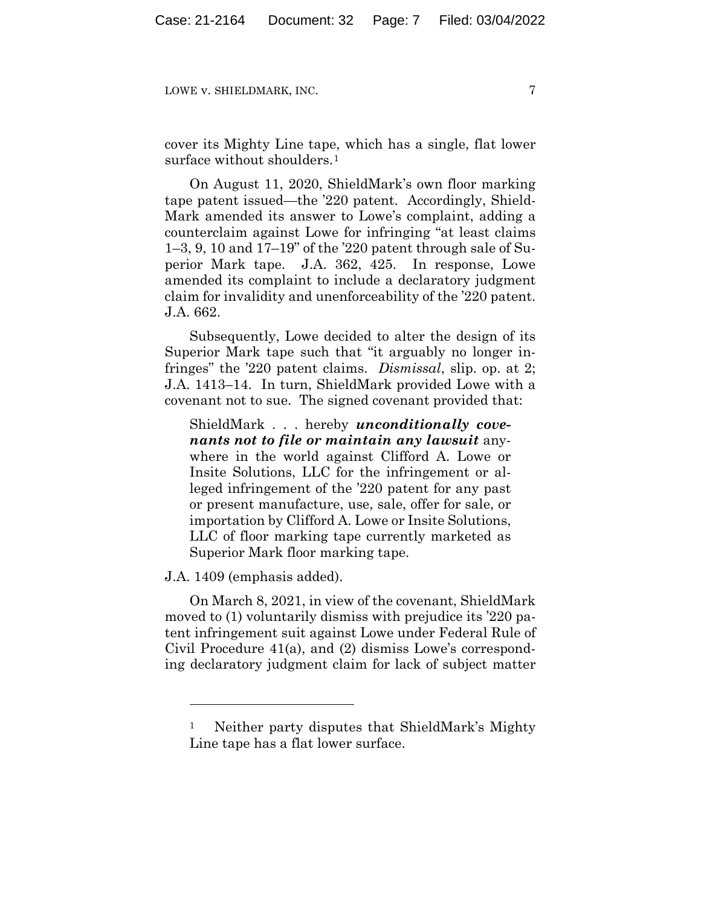cover its Mighty Line tape, which has a single, flat lower surface without shoulders.[1]

On August 11, 2020, ShieldMark's own floor marking tape patent issued—the '220 patent. Accordingly, ShieldMark amended its answer to Lowe's complaint, adding a counterclaim against Lowe for infringing "at least claims 1–3, 9, 10 and 17–19" of the '220 patent through sale of Superior Mark tape. J.A. 362, 425. In response, Lowe amended its complaint to include a declaratory judgment claim for invalidity and unenforceability of the '220 patent. J.A. 662.

Subsequently, Lowe decided to alter the design of its Superior Mark tape such that "it arguably no longer infringes" the '220 patent claims. *Dismissal*, slip. op. at 2; J.A. 1413–14. In turn, ShieldMark provided Lowe with a covenant not to sue. The signed covenant provided that:

> ShieldMark . . . hereby ***unconditionally covenants not to file or maintain any lawsuit*** anywhere in the world against Clifford A. Lowe or Insite Solutions, LLC for the infringement or alleged infringement of the '220 patent for any past or present manufacture, use, sale, offer for sale, or importation by Clifford A. Lowe or Insite Solutions, LLC of floor marking tape currently marketed as Superior Mark floor marking tape.

J.A. 1409 (emphasis added).

On March 8, 2021, in view of the covenant, ShieldMark moved to (1) voluntarily dismiss with prejudice its '220 patent infringement suit against Lowe under Federal Rule of Civil Procedure 41(a), and (2) dismiss Lowe's corresponding declaratory judgment claim for lack of subject matter

---

[1] Neither party disputes that ShieldMark's Mighty Line tape has a flat lower surface.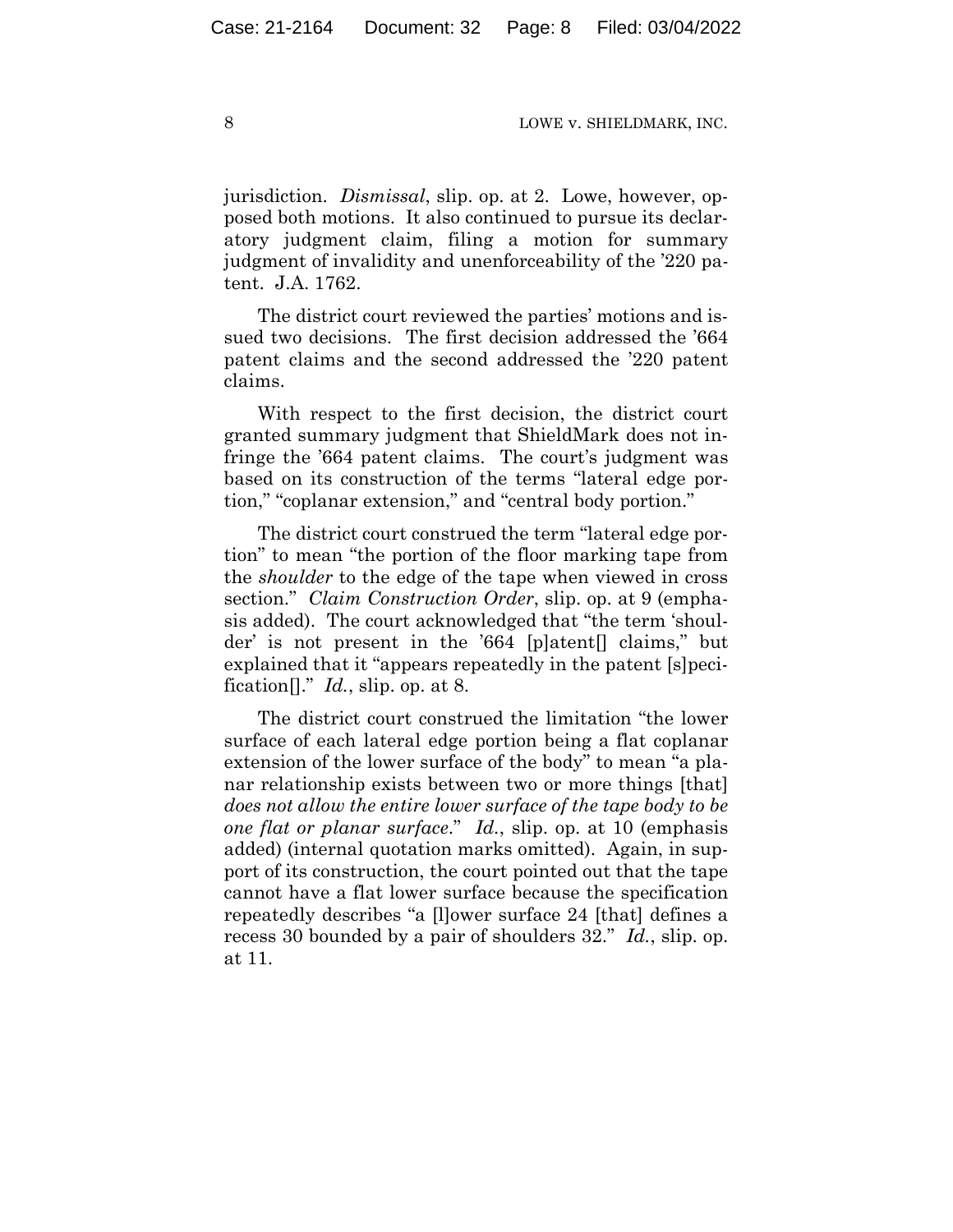jurisdiction. *Dismissal*, slip. op. at 2. Lowe, however, opposed both motions. It also continued to pursue its declaratory judgment claim, filing a motion for summary judgment of invalidity and unenforceability of the '220 patent. J.A. 1762.

The district court reviewed the parties' motions and issued two decisions. The first decision addressed the '664 patent claims and the second addressed the '220 patent claims.

With respect to the first decision, the district court granted summary judgment that ShieldMark does not infringe the '664 patent claims. The court's judgment was based on its construction of the terms "lateral edge portion," "coplanar extension," and "central body portion."

The district court construed the term "lateral edge portion" to mean "the portion of the floor marking tape from the *shoulder* to the edge of the tape when viewed in cross section." *Claim Construction Order*, slip. op. at 9 (emphasis added). The court acknowledged that "the term 'shoulder' is not present in the '664 [p]atent[] claims," but explained that it "appears repeatedly in the patent [s]pecification[]." *Id.*, slip. op. at 8.

The district court construed the limitation "the lower surface of each lateral edge portion being a flat coplanar extension of the lower surface of the body" to mean "a planar relationship exists between two or more things [that] *does not allow the entire lower surface of the tape body to be one flat or planar surface*." *Id.*, slip. op. at 10 (emphasis added) (internal quotation marks omitted). Again, in support of its construction, the court pointed out that the tape cannot have a flat lower surface because the specification repeatedly describes "a [l]ower surface 24 [that] defines a recess 30 bounded by a pair of shoulders 32." *Id.*, slip. op. at 11.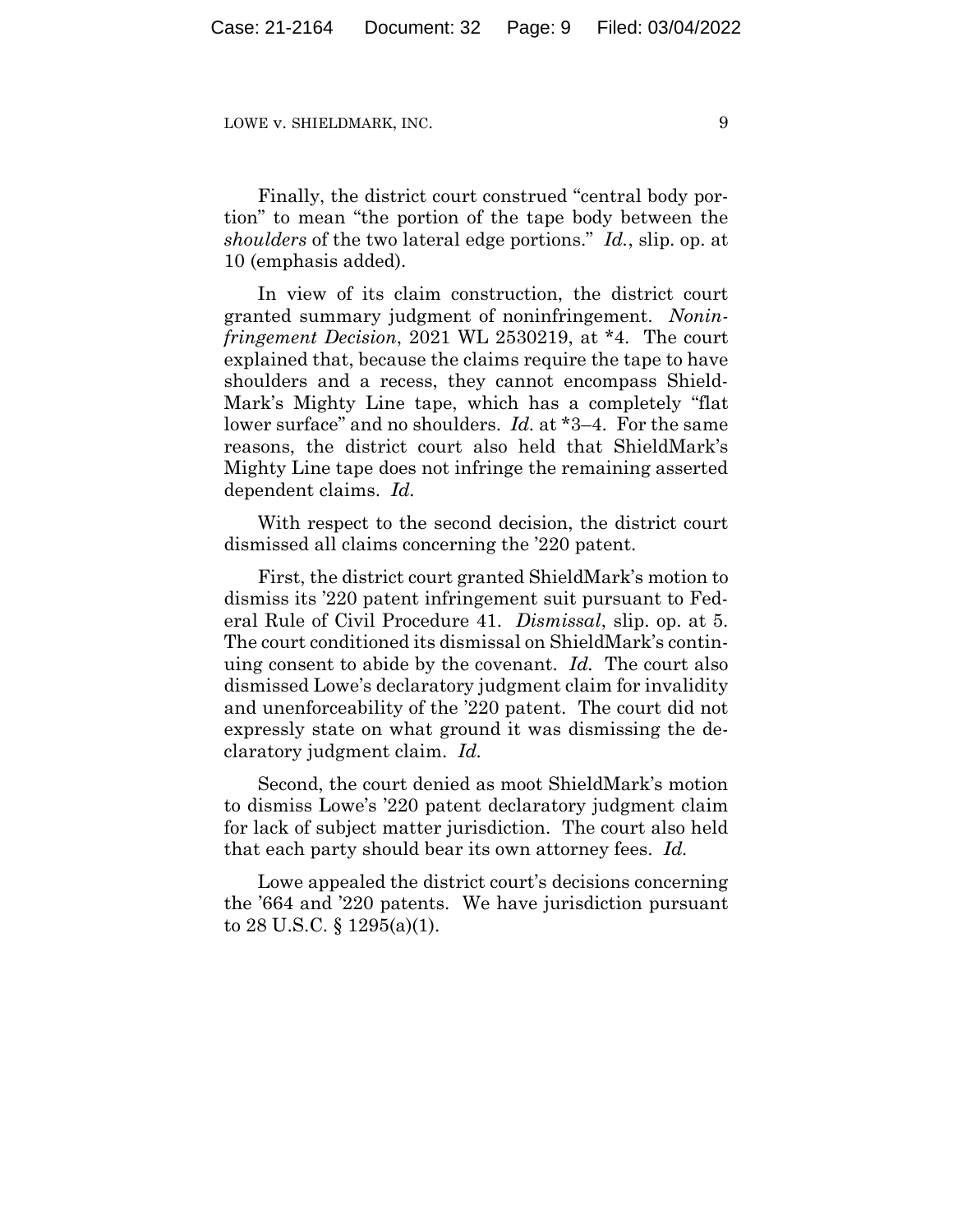Finally, the district court construed “central body portion” to mean “the portion of the tape body between the *shoulders* of the two lateral edge portions.” *Id.*, slip. op. at 10 (emphasis added).

In view of its claim construction, the district court granted summary judgment of noninfringement. *Noninfringement Decision*, 2021 WL 2530219, at *4. The court explained that, because the claims require the tape to have shoulders and a recess, they cannot encompass ShieldMark's Mighty Line tape, which has a completely “flat lower surface” and no shoulders. *Id.* at *3–4. For the same reasons, the district court also held that ShieldMark's Mighty Line tape does not infringe the remaining asserted dependent claims. *Id.*

With respect to the second decision, the district court dismissed all claims concerning the ’220 patent.

First, the district court granted ShieldMark's motion to dismiss its ’220 patent infringement suit pursuant to Federal Rule of Civil Procedure 41. *Dismissal*, slip. op. at 5. The court conditioned its dismissal on ShieldMark's continuing consent to abide by the covenant. *Id.* The court also dismissed Lowe's declaratory judgment claim for invalidity and unenforceability of the ’220 patent. The court did not expressly state on what ground it was dismissing the declaratory judgment claim. *Id.*

Second, the court denied as moot ShieldMark's motion to dismiss Lowe's ’220 patent declaratory judgment claim for lack of subject matter jurisdiction. The court also held that each party should bear its own attorney fees. *Id.*

Lowe appealed the district court's decisions concerning the ’664 and ’220 patents. We have jurisdiction pursuant to 28 U.S.C. § 1295(a)(1).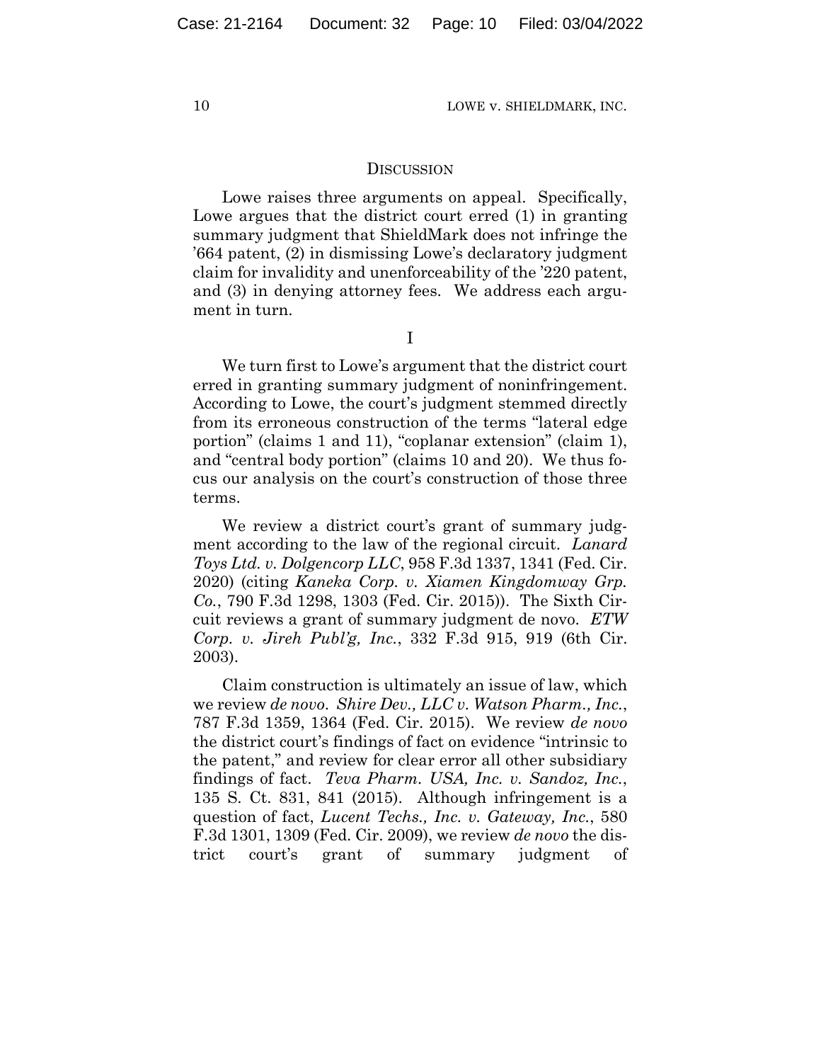## Discussion

Lowe raises three arguments on appeal. Specifically, Lowe argues that the district court erred (1) in granting summary judgment that ShieldMark does not infringe the '664 patent, (2) in dismissing Lowe's declaratory judgment claim for invalidity and unenforceability of the '220 patent, and (3) in denying attorney fees. We address each argument in turn.

### I

We turn first to Lowe's argument that the district court erred in granting summary judgment of noninfringement. According to Lowe, the court's judgment stemmed directly from its erroneous construction of the terms "lateral edge portion" (claims 1 and 11), "coplanar extension" (claim 1), and "central body portion" (claims 10 and 20). We thus focus our analysis on the court's construction of those three terms.

We review a district court's grant of summary judgment according to the law of the regional circuit. *Lanard Toys Ltd. v. Dolgencorp LLC*, 958 F.3d 1337, 1341 (Fed. Cir. 2020) (citing *Kaneka Corp. v. Xiamen Kingdomway Grp. Co.*, 790 F.3d 1298, 1303 (Fed. Cir. 2015)). The Sixth Circuit reviews a grant of summary judgment de novo. *ETW Corp. v. Jireh Publ'g, Inc.*, 332 F.3d 915, 919 (6th Cir. 2003).

Claim construction is ultimately an issue of law, which we review *de novo*. *Shire Dev., LLC v. Watson Pharm., Inc.*, 787 F.3d 1359, 1364 (Fed. Cir. 2015). We review *de novo* the district court's findings of fact on evidence "intrinsic to the patent," and review for clear error all other subsidiary findings of fact. *Teva Pharm. USA, Inc. v. Sandoz, Inc.*, 135 S. Ct. 831, 841 (2015). Although infringement is a question of fact, *Lucent Techs., Inc. v. Gateway, Inc.*, 580 F.3d 1301, 1309 (Fed. Cir. 2009), we review *de novo* the district court's grant of summary judgment of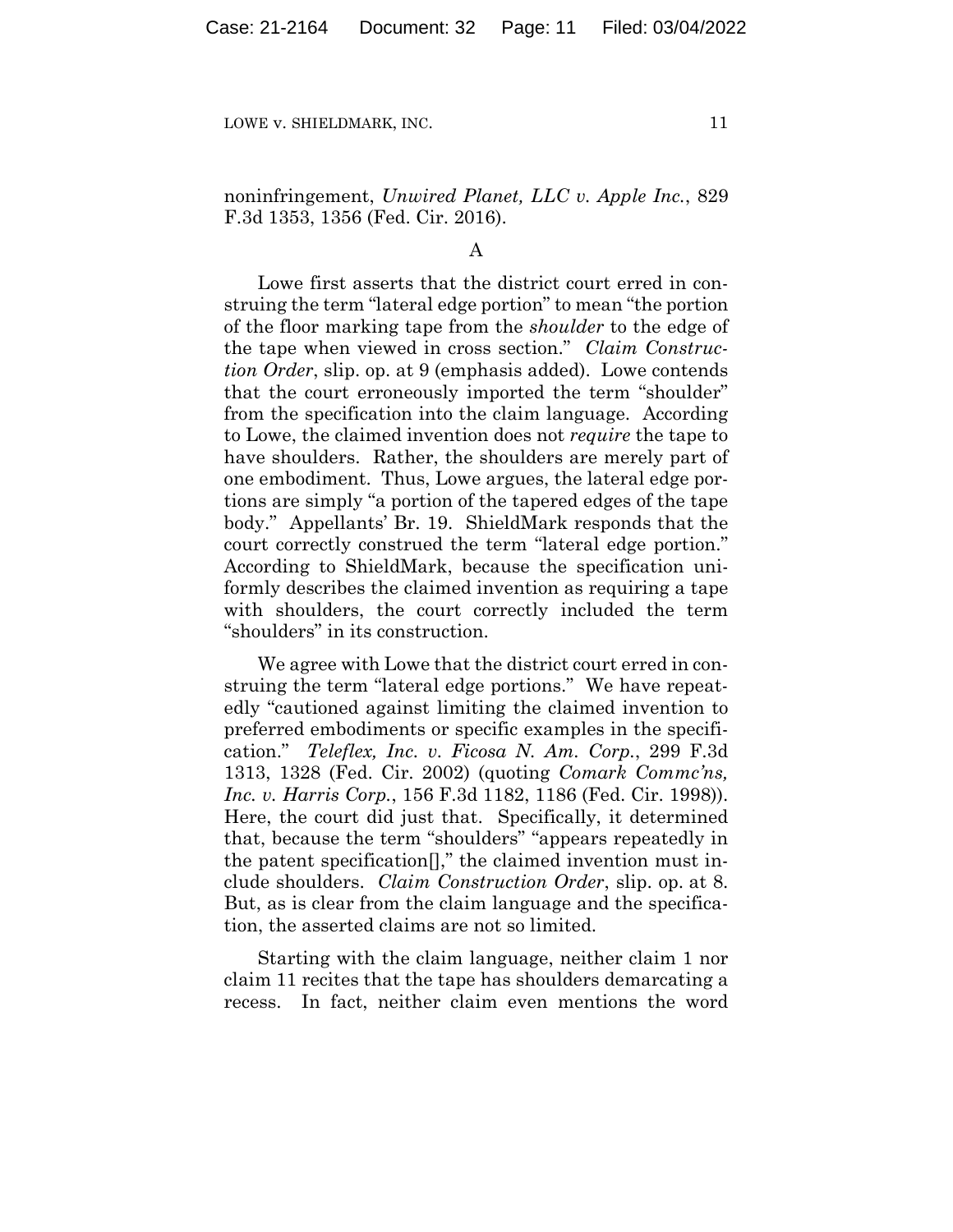noninfringement, *Unwired Planet, LLC v. Apple Inc.*, 829 F.3d 1353, 1356 (Fed. Cir. 2016).

A

Lowe first asserts that the district court erred in construing the term "lateral edge portion" to mean "the portion of the floor marking tape from the *shoulder* to the edge of the tape when viewed in cross section." *Claim Construction Order*, slip. op. at 9 (emphasis added). Lowe contends that the court erroneously imported the term "shoulder" from the specification into the claim language. According to Lowe, the claimed invention does not *require* the tape to have shoulders. Rather, the shoulders are merely part of one embodiment. Thus, Lowe argues, the lateral edge portions are simply "a portion of the tapered edges of the tape body." Appellants' Br. 19. ShieldMark responds that the court correctly construed the term "lateral edge portion." According to ShieldMark, because the specification uniformly describes the claimed invention as requiring a tape with shoulders, the court correctly included the term "shoulders" in its construction.

We agree with Lowe that the district court erred in construing the term "lateral edge portions." We have repeatedly "cautioned against limiting the claimed invention to preferred embodiments or specific examples in the specification." *Teleflex, Inc. v. Ficosa N. Am. Corp.*, 299 F.3d 1313, 1328 (Fed. Cir. 2002) (quoting *Comark Commc'ns, Inc. v. Harris Corp.*, 156 F.3d 1182, 1186 (Fed. Cir. 1998)). Here, the court did just that. Specifically, it determined that, because the term "shoulders" "appears repeatedly in the patent specification[]," the claimed invention must include shoulders. *Claim Construction Order*, slip. op. at 8. But, as is clear from the claim language and the specification, the asserted claims are not so limited.

Starting with the claim language, neither claim 1 nor claim 11 recites that the tape has shoulders demarcating a recess. In fact, neither claim even mentions the word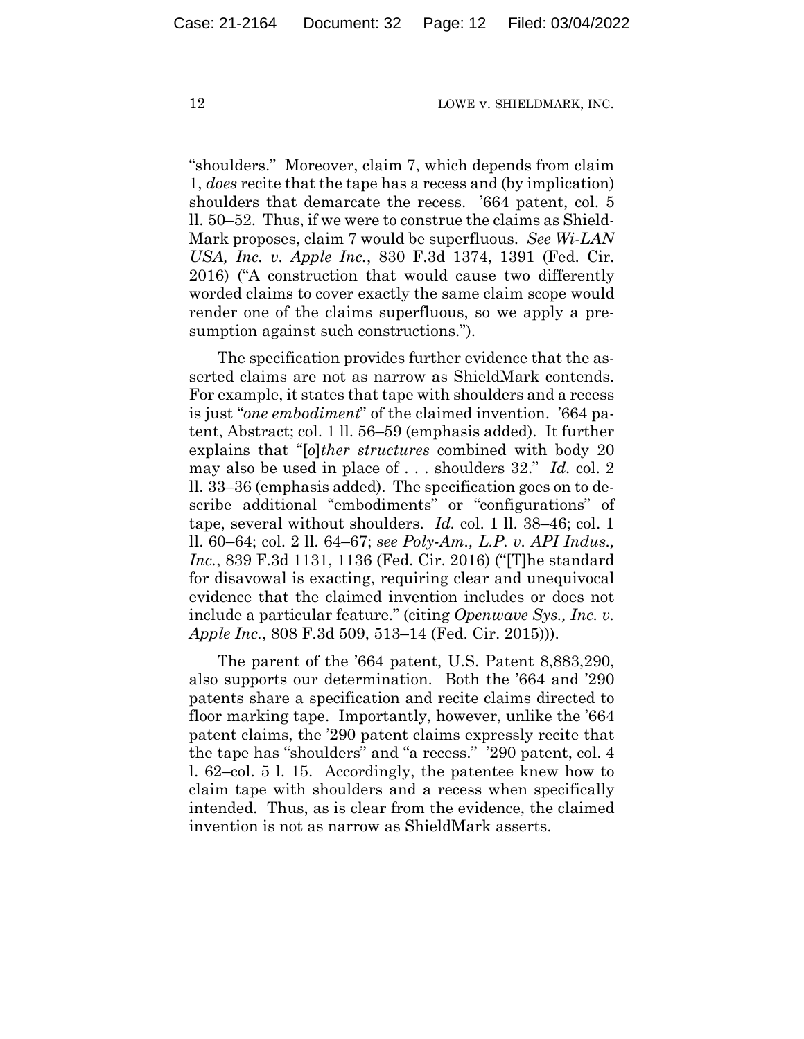"shoulders." Moreover, claim 7, which depends from claim 1, *does* recite that the tape has a recess and (by implication) shoulders that demarcate the recess. '664 patent, col. 5 ll. 50–52. Thus, if we were to construe the claims as ShieldMark proposes, claim 7 would be superfluous. *See Wi-LAN USA, Inc. v. Apple Inc.*, 830 F.3d 1374, 1391 (Fed. Cir. 2016) ("A construction that would cause two differently worded claims to cover exactly the same claim scope would render one of the claims superfluous, so we apply a presumption against such constructions.").

The specification provides further evidence that the asserted claims are not as narrow as ShieldMark contends. For example, it states that tape with shoulders and a recess is just "*one embodiment*" of the claimed invention. '664 patent, Abstract; col. 1 ll. 56–59 (emphasis added). It further explains that "[*o*]*ther structures* combined with body 20 may also be used in place of . . . shoulders 32." *Id.* col. 2 ll. 33–36 (emphasis added). The specification goes on to describe additional "embodiments" or "configurations" of tape, several without shoulders. *Id.* col. 1 ll. 38–46; col. 1 ll. 60–64; col. 2 ll. 64–67; *see Poly-Am., L.P. v. API Indus., Inc.*, 839 F.3d 1131, 1136 (Fed. Cir. 2016) ("[T]he standard for disavowal is exacting, requiring clear and unequivocal evidence that the claimed invention includes or does not include a particular feature." (citing *Openwave Sys., Inc. v. Apple Inc.*, 808 F.3d 509, 513–14 (Fed. Cir. 2015))).

The parent of the '664 patent, U.S. Patent 8,883,290, also supports our determination. Both the '664 and '290 patents share a specification and recite claims directed to floor marking tape. Importantly, however, unlike the '664 patent claims, the '290 patent claims expressly recite that the tape has "shoulders" and "a recess." '290 patent, col. 4 l. 62–col. 5 l. 15. Accordingly, the patentee knew how to claim tape with shoulders and a recess when specifically intended. Thus, as is clear from the evidence, the claimed invention is not as narrow as ShieldMark asserts.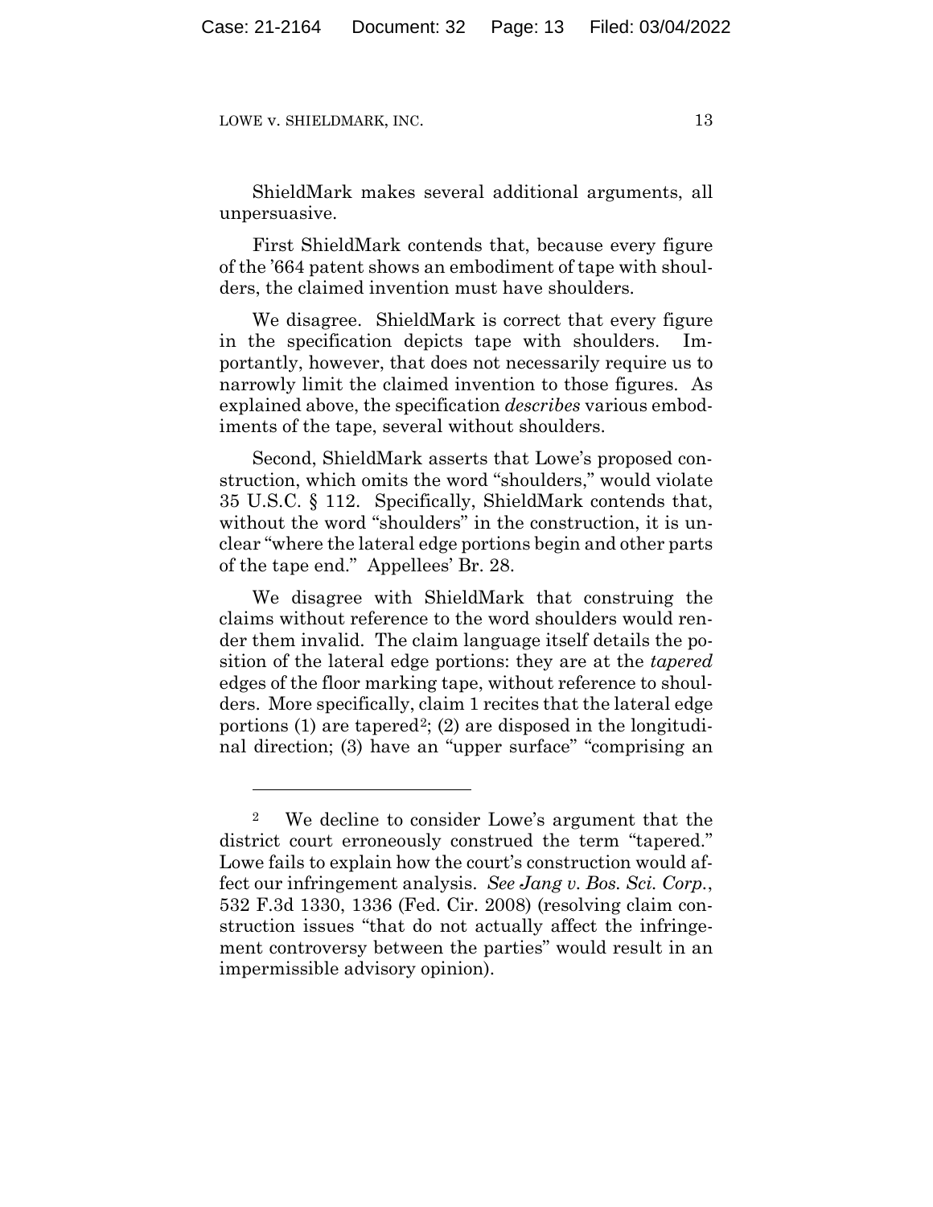ShieldMark makes several additional arguments, all unpersuasive.

First ShieldMark contends that, because every figure of the '664 patent shows an embodiment of tape with shoulders, the claimed invention must have shoulders.

We disagree. ShieldMark is correct that every figure in the specification depicts tape with shoulders. Importantly, however, that does not necessarily require us to narrowly limit the claimed invention to those figures. As explained above, the specification *describes* various embodiments of the tape, several without shoulders.

Second, ShieldMark asserts that Lowe's proposed construction, which omits the word "shoulders," would violate 35 U.S.C. § 112. Specifically, ShieldMark contends that, without the word "shoulders" in the construction, it is unclear "where the lateral edge portions begin and other parts of the tape end." Appellees' Br. 28.

We disagree with ShieldMark that construing the claims without reference to the word shoulders would render them invalid. The claim language itself details the position of the lateral edge portions: they are at the *tapered* edges of the floor marking tape, without reference to shoulders. More specifically, claim 1 recites that the lateral edge portions (1) are tapered[2]; (2) are disposed in the longitudinal direction; (3) have an "upper surface" "comprising an

---

[2] We decline to consider Lowe's argument that the district court erroneously construed the term "tapered." Lowe fails to explain how the court's construction would affect our infringement analysis. *See Jang v. Bos. Sci. Corp.*, 532 F.3d 1330, 1336 (Fed. Cir. 2008) (resolving claim construction issues "that do not actually affect the infringement controversy between the parties" would result in an impermissible advisory opinion).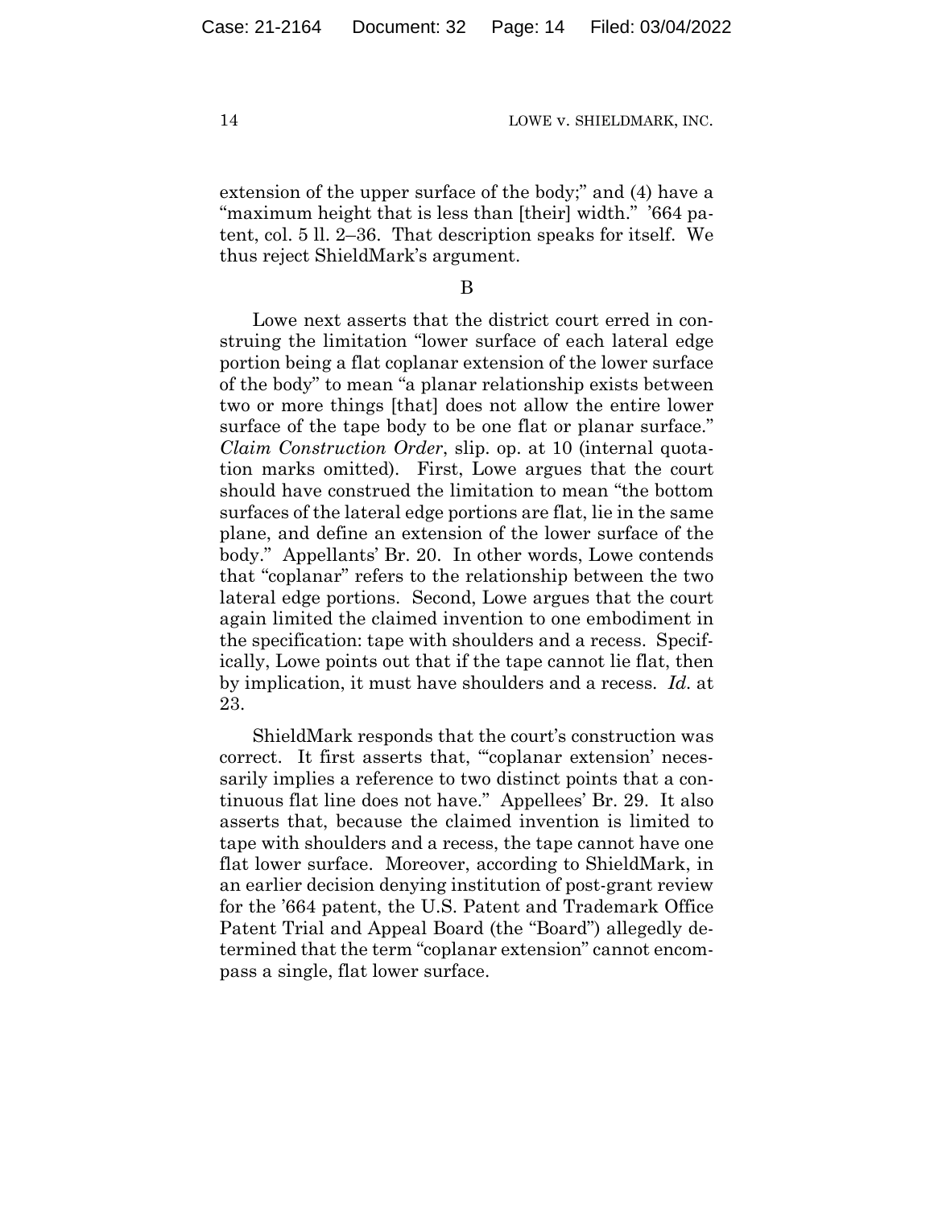extension of the upper surface of the body;" and (4) have a "maximum height that is less than [their] width." '664 patent, col. 5 ll. 2–36. That description speaks for itself. We thus reject ShieldMark's argument.

### B

Lowe next asserts that the district court erred in construing the limitation "lower surface of each lateral edge portion being a flat coplanar extension of the lower surface of the body" to mean "a planar relationship exists between two or more things [that] does not allow the entire lower surface of the tape body to be one flat or planar surface." *Claim Construction Order*, slip. op. at 10 (internal quotation marks omitted). First, Lowe argues that the court should have construed the limitation to mean "the bottom surfaces of the lateral edge portions are flat, lie in the same plane, and define an extension of the lower surface of the body." Appellants' Br. 20. In other words, Lowe contends that "coplanar" refers to the relationship between the two lateral edge portions. Second, Lowe argues that the court again limited the claimed invention to one embodiment in the specification: tape with shoulders and a recess. Specifically, Lowe points out that if the tape cannot lie flat, then by implication, it must have shoulders and a recess. *Id.* at 23.

ShieldMark responds that the court's construction was correct. It first asserts that, "'coplanar extension' necessarily implies a reference to two distinct points that a continuous flat line does not have." Appellees' Br. 29. It also asserts that, because the claimed invention is limited to tape with shoulders and a recess, the tape cannot have one flat lower surface. Moreover, according to ShieldMark, in an earlier decision denying institution of post-grant review for the '664 patent, the U.S. Patent and Trademark Office Patent Trial and Appeal Board (the "Board") allegedly determined that the term "coplanar extension" cannot encompass a single, flat lower surface.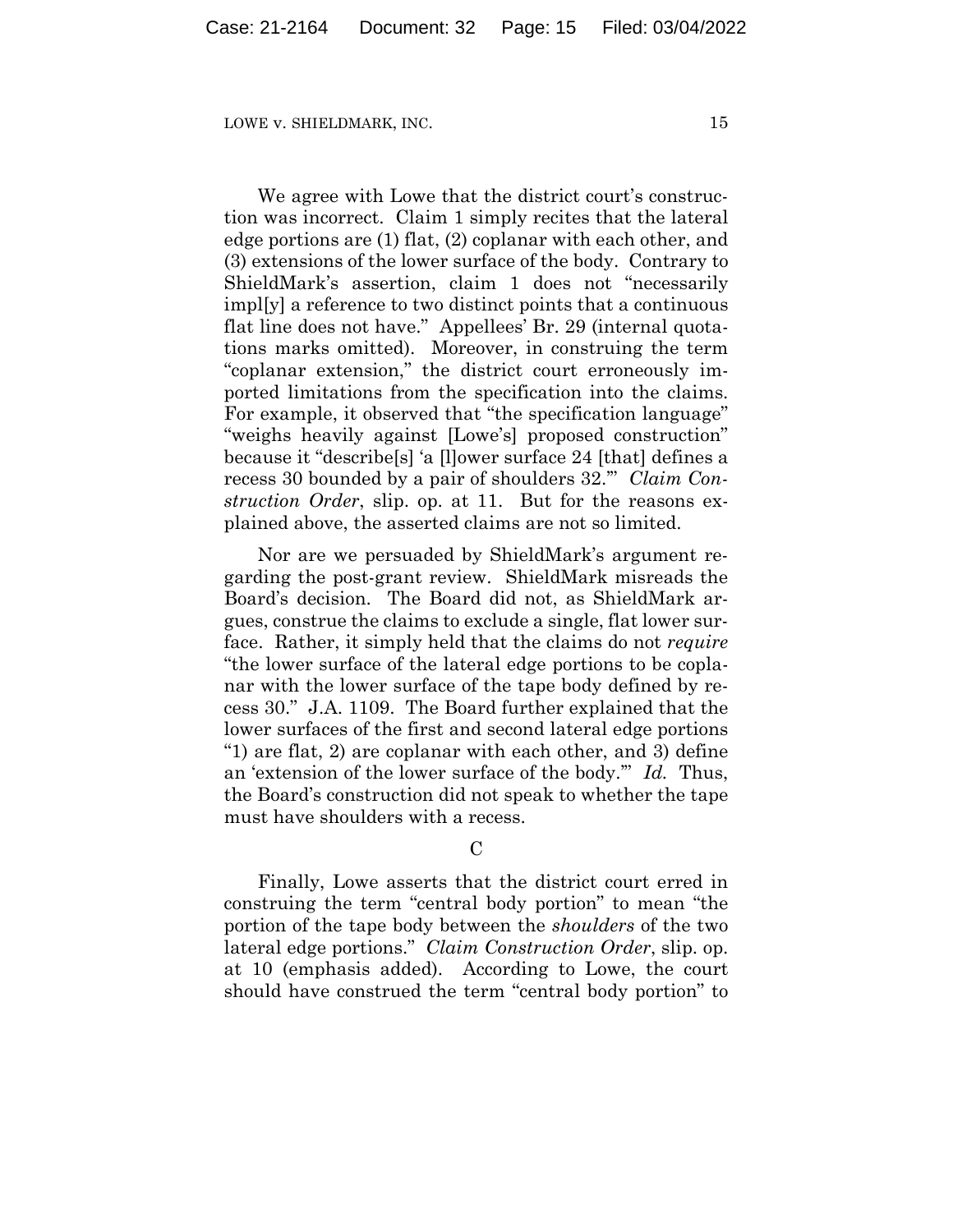We agree with Lowe that the district court's construction was incorrect. Claim 1 simply recites that the lateral edge portions are (1) flat, (2) coplanar with each other, and (3) extensions of the lower surface of the body. Contrary to ShieldMark's assertion, claim 1 does not "necessarily impl[y] a reference to two distinct points that a continuous flat line does not have." Appellees' Br. 29 (internal quotations marks omitted). Moreover, in construing the term "coplanar extension," the district court erroneously imported limitations from the specification into the claims. For example, it observed that "the specification language" "weighs heavily against [Lowe's] proposed construction" because it "describe[s] 'a [l]ower surface 24 [that] defines a recess 30 bounded by a pair of shoulders 32.'" *Claim Construction Order*, slip. op. at 11. But for the reasons explained above, the asserted claims are not so limited.

Nor are we persuaded by ShieldMark's argument regarding the post-grant review. ShieldMark misreads the Board's decision. The Board did not, as ShieldMark argues, construe the claims to exclude a single, flat lower surface. Rather, it simply held that the claims do not *require* "the lower surface of the lateral edge portions to be coplanar with the lower surface of the tape body defined by recess 30." J.A. 1109. The Board further explained that the lower surfaces of the first and second lateral edge portions "1) are flat, 2) are coplanar with each other, and 3) define an 'extension of the lower surface of the body.'" *Id.* Thus, the Board's construction did not speak to whether the tape must have shoulders with a recess.

C

Finally, Lowe asserts that the district court erred in construing the term "central body portion" to mean "the portion of the tape body between the *shoulders* of the two lateral edge portions." *Claim Construction Order*, slip. op. at 10 (emphasis added). According to Lowe, the court should have construed the term "central body portion" to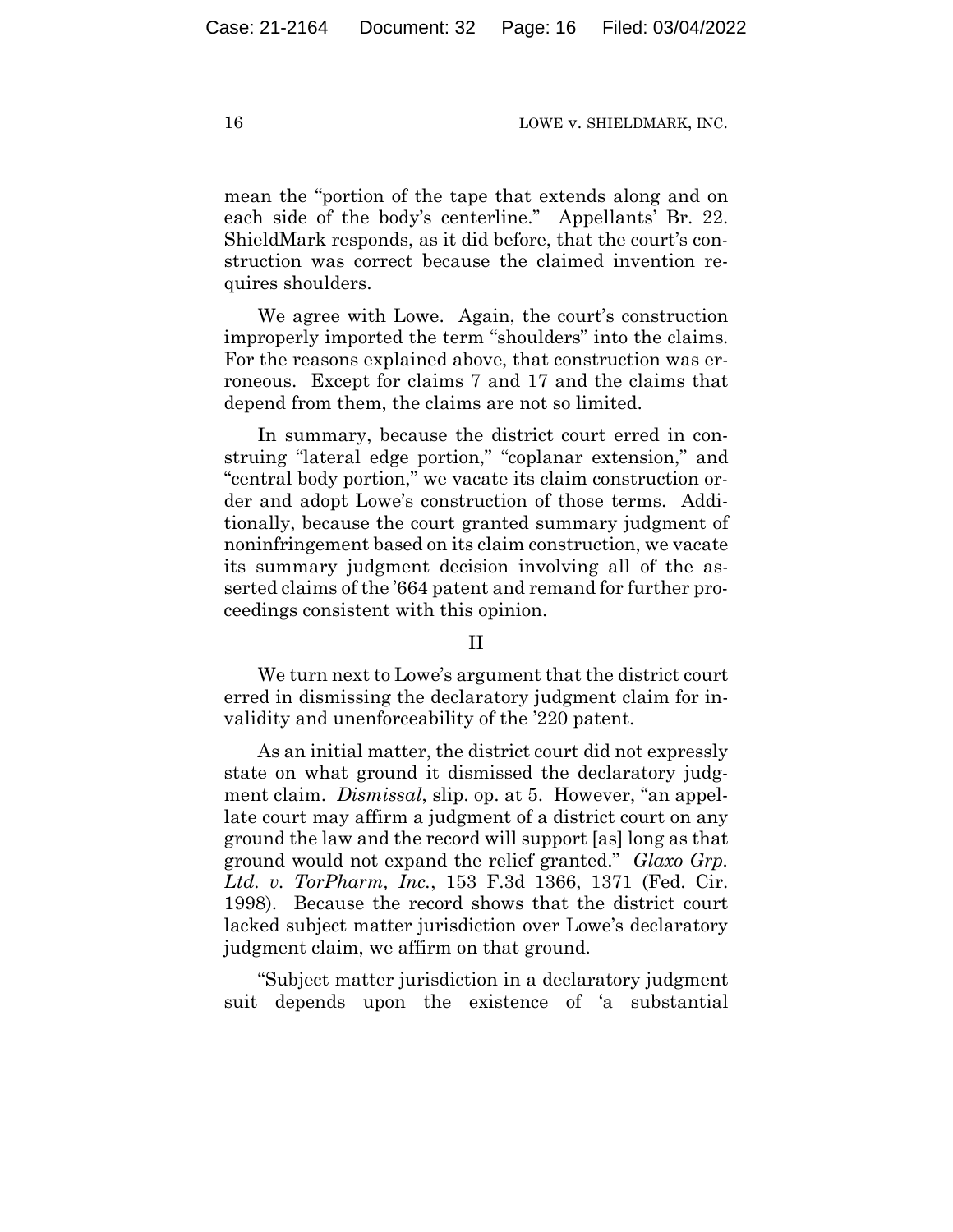mean the "portion of the tape that extends along and on each side of the body's centerline." Appellants' Br. 22. ShieldMark responds, as it did before, that the court's construction was correct because the claimed invention requires shoulders.

We agree with Lowe. Again, the court's construction improperly imported the term "shoulders" into the claims. For the reasons explained above, that construction was erroneous. Except for claims 7 and 17 and the claims that depend from them, the claims are not so limited.

In summary, because the district court erred in construing "lateral edge portion," "coplanar extension," and "central body portion," we vacate its claim construction order and adopt Lowe's construction of those terms. Additionally, because the court granted summary judgment of noninfringement based on its claim construction, we vacate its summary judgment decision involving all of the asserted claims of the '664 patent and remand for further proceedings consistent with this opinion.

## II

We turn next to Lowe's argument that the district court erred in dismissing the declaratory judgment claim for invalidity and unenforceability of the '220 patent.

As an initial matter, the district court did not expressly state on what ground it dismissed the declaratory judgment claim. *Dismissal*, slip. op. at 5. However, "an appellate court may affirm a judgment of a district court on any ground the law and the record will support [as] long as that ground would not expand the relief granted." *Glaxo Grp. Ltd. v. TorPharm, Inc.*, 153 F.3d 1366, 1371 (Fed. Cir. 1998). Because the record shows that the district court lacked subject matter jurisdiction over Lowe's declaratory judgment claim, we affirm on that ground.

"Subject matter jurisdiction in a declaratory judgment suit depends upon the existence of 'a substantial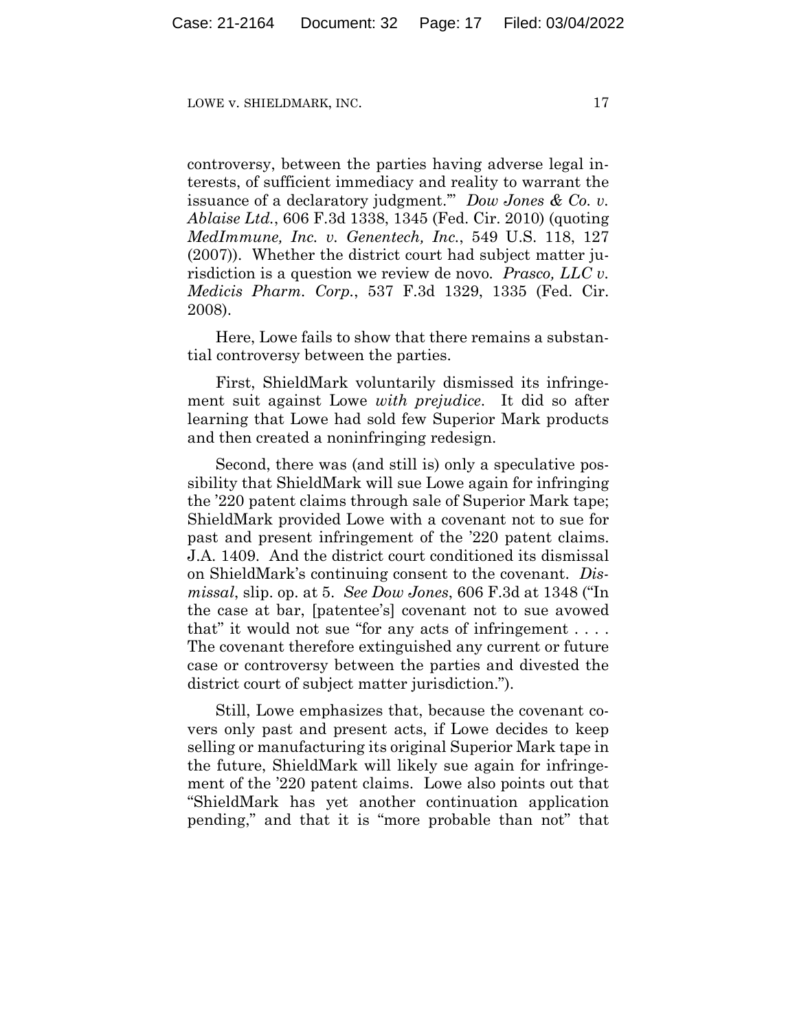controversy, between the parties having adverse legal interests, of sufficient immediacy and reality to warrant the issuance of a declaratory judgment.'" *Dow Jones & Co. v. Ablaise Ltd.*, 606 F.3d 1338, 1345 (Fed. Cir. 2010) (quoting *MedImmune, Inc. v. Genentech, Inc.*, 549 U.S. 118, 127 (2007)). Whether the district court had subject matter jurisdiction is a question we review de novo. *Prasco, LLC v. Medicis Pharm. Corp.*, 537 F.3d 1329, 1335 (Fed. Cir. 2008).

Here, Lowe fails to show that there remains a substantial controversy between the parties.

First, ShieldMark voluntarily dismissed its infringement suit against Lowe *with prejudice*. It did so after learning that Lowe had sold few Superior Mark products and then created a noninfringing redesign.

Second, there was (and still is) only a speculative possibility that ShieldMark will sue Lowe again for infringing the '220 patent claims through sale of Superior Mark tape; ShieldMark provided Lowe with a covenant not to sue for past and present infringement of the '220 patent claims. J.A. 1409. And the district court conditioned its dismissal on ShieldMark's continuing consent to the covenant. *Dismissal*, slip. op. at 5. *See Dow Jones*, 606 F.3d at 1348 ("In the case at bar, [patentee's] covenant not to sue avowed that" it would not sue "for any acts of infringement . . . . The covenant therefore extinguished any current or future case or controversy between the parties and divested the district court of subject matter jurisdiction.").

Still, Lowe emphasizes that, because the covenant covers only past and present acts, if Lowe decides to keep selling or manufacturing its original Superior Mark tape in the future, ShieldMark will likely sue again for infringement of the '220 patent claims. Lowe also points out that "ShieldMark has yet another continuation application pending," and that it is "more probable than not" that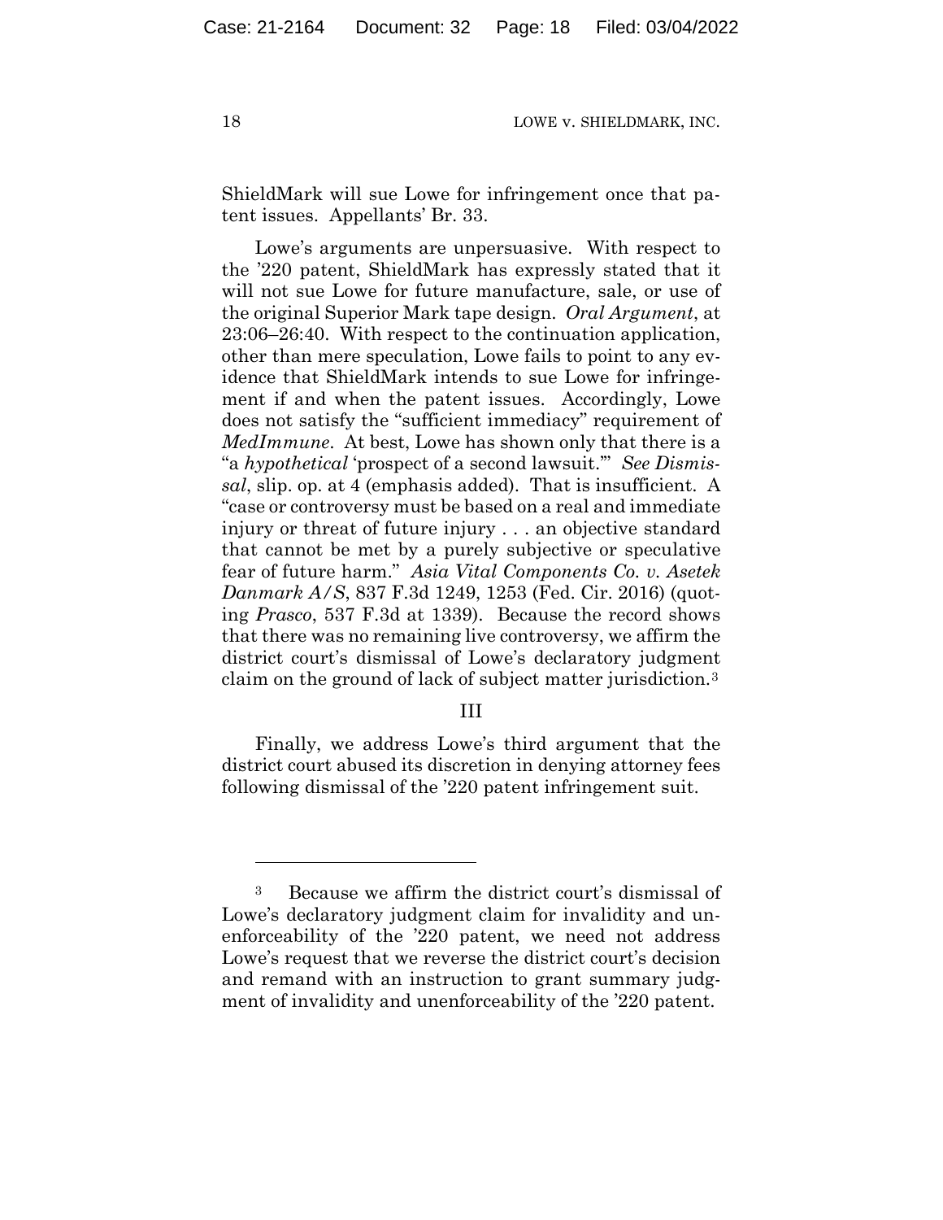ShieldMark will sue Lowe for infringement once that patent issues. Appellants' Br. 33.

Lowe's arguments are unpersuasive. With respect to the '220 patent, ShieldMark has expressly stated that it will not sue Lowe for future manufacture, sale, or use of the original Superior Mark tape design. *Oral Argument*, at 23:06–26:40. With respect to the continuation application, other than mere speculation, Lowe fails to point to any evidence that ShieldMark intends to sue Lowe for infringement if and when the patent issues. Accordingly, Lowe does not satisfy the "sufficient immediacy" requirement of *MedImmune*. At best, Lowe has shown only that there is a "a *hypothetical* 'prospect of a second lawsuit.'" *See Dismissal*, slip. op. at 4 (emphasis added). That is insufficient. A "case or controversy must be based on a real and immediate injury or threat of future injury . . . an objective standard that cannot be met by a purely subjective or speculative fear of future harm." *Asia Vital Components Co. v. Asetek Danmark A/S*, 837 F.3d 1249, 1253 (Fed. Cir. 2016) (quoting *Prasco*, 537 F.3d at 1339). Because the record shows that there was no remaining live controversy, we affirm the district court's dismissal of Lowe's declaratory judgment claim on the ground of lack of subject matter jurisdiction.[3]

## III

Finally, we address Lowe's third argument that the district court abused its discretion in denying attorney fees following dismissal of the '220 patent infringement suit.

---

[3] Because we affirm the district court's dismissal of Lowe's declaratory judgment claim for invalidity and unenforceability of the '220 patent, we need not address Lowe's request that we reverse the district court's decision and remand with an instruction to grant summary judgment of invalidity and unenforceability of the '220 patent.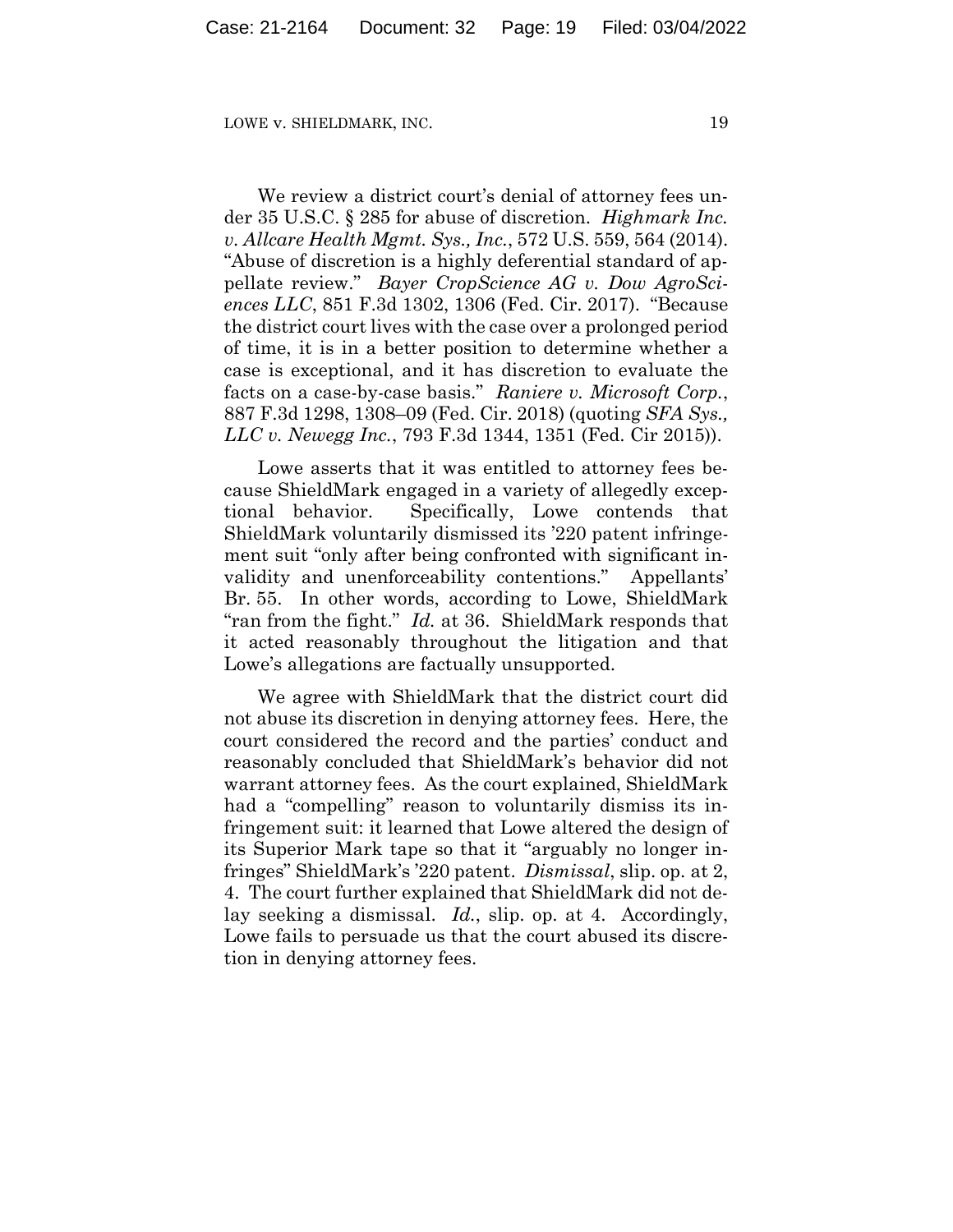We review a district court's denial of attorney fees under 35 U.S.C. § 285 for abuse of discretion. *Highmark Inc. v. Allcare Health Mgmt. Sys., Inc.*, 572 U.S. 559, 564 (2014). "Abuse of discretion is a highly deferential standard of appellate review." *Bayer CropScience AG v. Dow AgroSciences LLC*, 851 F.3d 1302, 1306 (Fed. Cir. 2017). "Because the district court lives with the case over a prolonged period of time, it is in a better position to determine whether a case is exceptional, and it has discretion to evaluate the facts on a case-by-case basis." *Raniere v. Microsoft Corp.*, 887 F.3d 1298, 1308–09 (Fed. Cir. 2018) (quoting *SFA Sys., LLC v. Newegg Inc.*, 793 F.3d 1344, 1351 (Fed. Cir 2015)).

Lowe asserts that it was entitled to attorney fees because ShieldMark engaged in a variety of allegedly exceptional behavior. Specifically, Lowe contends that ShieldMark voluntarily dismissed its '220 patent infringement suit "only after being confronted with significant invalidity and unenforceability contentions." Appellants' Br. 55. In other words, according to Lowe, ShieldMark "ran from the fight." *Id.* at 36. ShieldMark responds that it acted reasonably throughout the litigation and that Lowe's allegations are factually unsupported.

We agree with ShieldMark that the district court did not abuse its discretion in denying attorney fees. Here, the court considered the record and the parties' conduct and reasonably concluded that ShieldMark's behavior did not warrant attorney fees. As the court explained, ShieldMark had a "compelling" reason to voluntarily dismiss its infringement suit: it learned that Lowe altered the design of its Superior Mark tape so that it "arguably no longer infringes" ShieldMark's '220 patent. *Dismissal*, slip. op. at 2, 4. The court further explained that ShieldMark did not delay seeking a dismissal. *Id.*, slip. op. at 4. Accordingly, Lowe fails to persuade us that the court abused its discretion in denying attorney fees.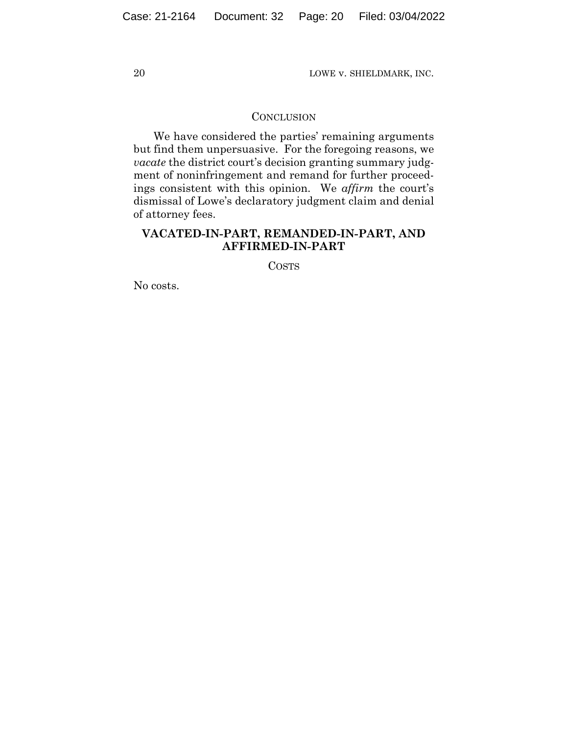## CONCLUSION

We have considered the parties' remaining arguments but find them unpersuasive. For the foregoing reasons, we *vacate* the district court's decision granting summary judgment of noninfringement and remand for further proceedings consistent with this opinion. We *affirm* the court's dismissal of Lowe's declaratory judgment claim and denial of attorney fees.

**VACATED-IN-PART, REMANDED-IN-PART, AND AFFIRMED-IN-PART**

## COSTS

No costs.